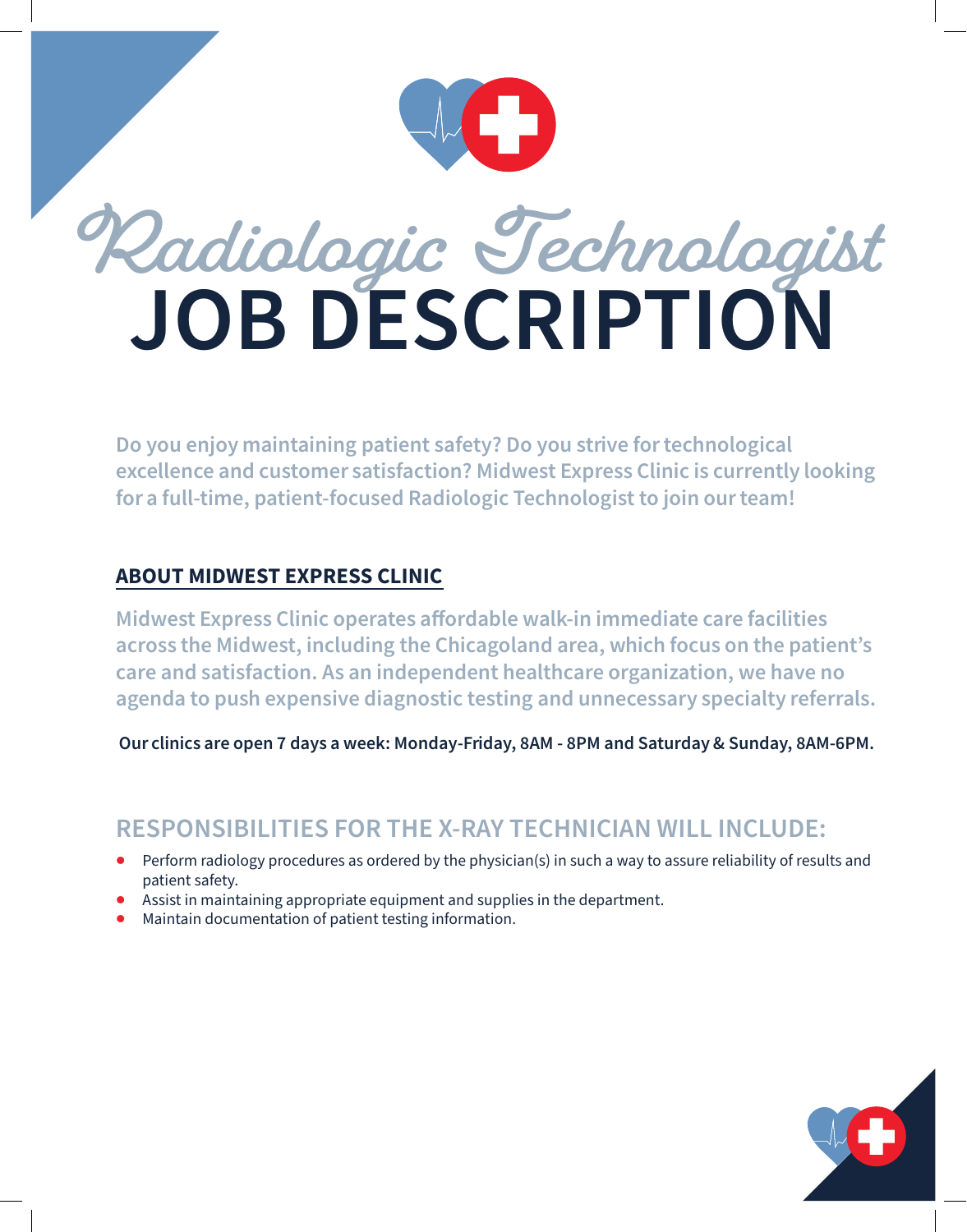# Radiologic Technologist
# JOB DESCRIPTION

**Do you enjoy maintaining patient safety? Do you strive for technological excellence and customer satisfaction? Midwest Express Clinic is currently looking for a full-time, patient-focused Radiologic Technologist to join our team!**

## ABOUT MIDWEST EXPRESS CLINIC

**Midwest Express Clinic operates affordable walk-in immediate care facilities across the Midwest, including the Chicagoland area, which focus on the patient's care and satisfaction. As an independent healthcare organization, we have no agenda to push expensive diagnostic testing and unnecessary specialty referrals.**

**Our clinics are open 7 days a week: Monday-Friday, 8AM - 8PM and Saturday & Sunday, 8AM-6PM.**

## RESPONSIBILITIES FOR THE X-RAY TECHNICIAN WILL INCLUDE:

- Perform radiology procedures as ordered by the physician(s) in such a way to assure reliability of results and patient safety.
- Assist in maintaining appropriate equipment and supplies in the department.
- Maintain documentation of patient testing information.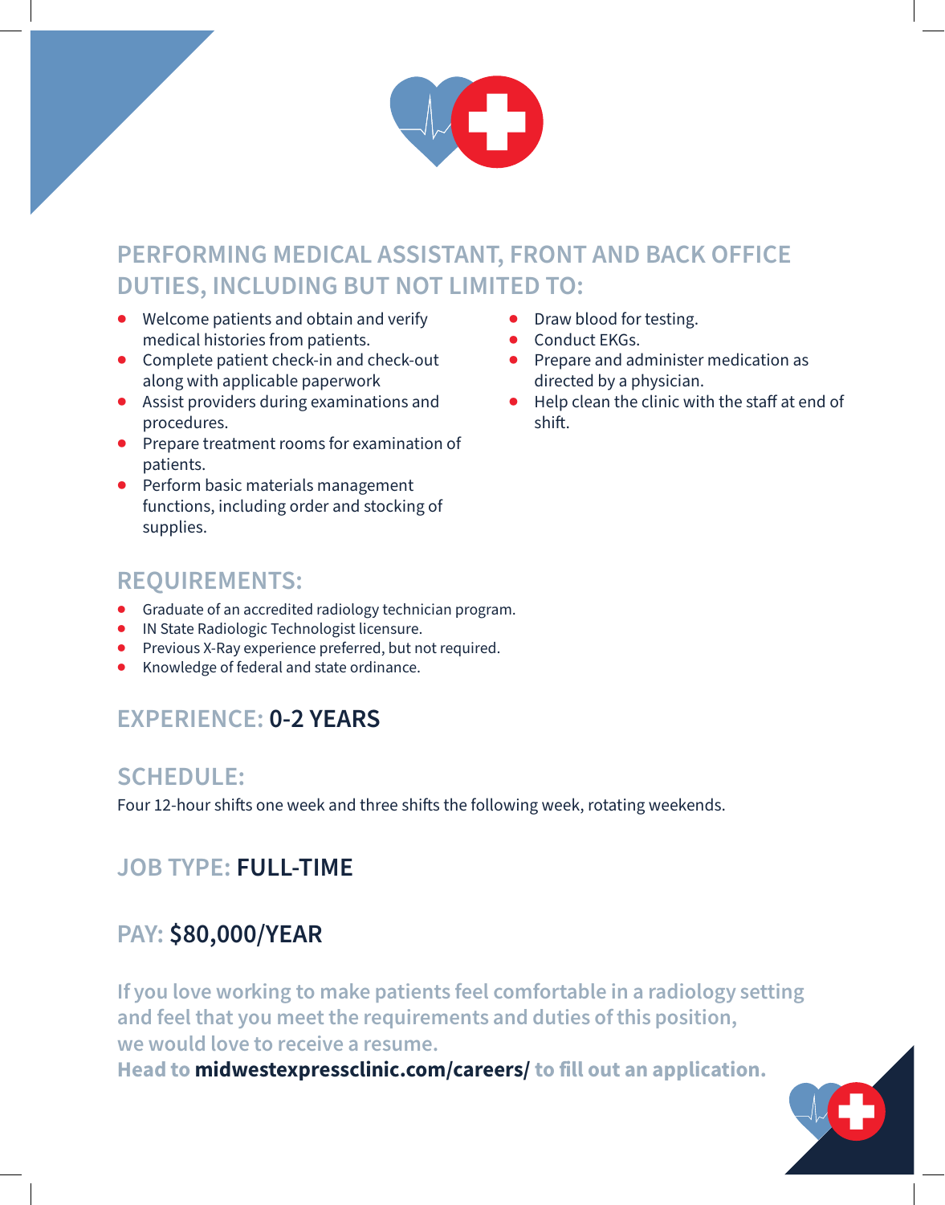## PERFORMING MEDICAL ASSISTANT, FRONT AND BACK OFFICE DUTIES, INCLUDING BUT NOT LIMITED TO:

- Welcome patients and obtain and verify medical histories from patients.
- Complete patient check-in and check-out along with applicable paperwork
- Assist providers during examinations and procedures.
- Prepare treatment rooms for examination of patients.
- Perform basic materials management functions, including order and stocking of supplies.
- Draw blood for testing.
- Conduct EKGs.
- Prepare and administer medication as directed by a physician.
- Help clean the clinic with the staff at end of shift.

## REQUIREMENTS:

- Graduate of an accredited radiology technician program.
- IN State Radiologic Technologist licensure.
- Previous X-Ray experience preferred, but not required.
- Knowledge of federal and state ordinance.

## EXPERIENCE: **0-2 YEARS**

## SCHEDULE:

Four 12-hour shifts one week and three shifts the following week, rotating weekends.

## JOB TYPE: **FULL-TIME**

## PAY: **$80,000/YEAR**

If you love working to make patients feel comfortable in a radiology setting and feel that you meet the requirements and duties of this position, we would love to receive a resume.

Head to **midwestexpressclinic.com/careers/** to fill out an application.